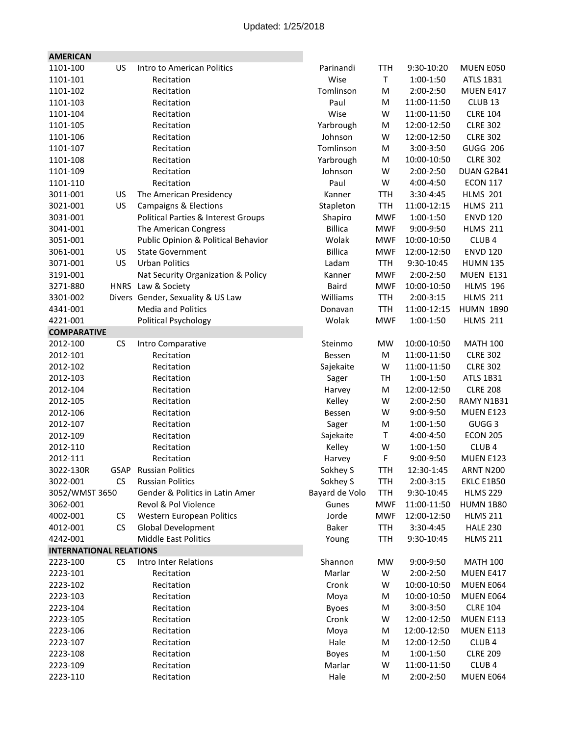Updated: 1/25/2018

| AMERICAN | | | | | | |
|---|---|---|---|---|---|---|
| 1101-100 | US | Intro to American Politics | Parinandi | TTH | 9:30-10:20 | MUEN E050 |
| 1101-101 | | Recitation | Wise | T | 1:00-1:50 | ATLS 1B31 |
| 1101-102 | | Recitation | Tomlinson | M | 2:00-2:50 | MUEN E417 |
| 1101-103 | | Recitation | Paul | M | 11:00-11:50 | CLUB 13 |
| 1101-104 | | Recitation | Wise | W | 11:00-11:50 | CLRE 104 |
| 1101-105 | | Recitation | Yarbrough | M | 12:00-12:50 | CLRE 302 |
| 1101-106 | | Recitation | Johnson | W | 12:00-12:50 | CLRE 302 |
| 1101-107 | | Recitation | Tomlinson | M | 3:00-3:50 | GUGG 206 |
| 1101-108 | | Recitation | Yarbrough | M | 10:00-10:50 | CLRE 302 |
| 1101-109 | | Recitation | Johnson | W | 2:00-2:50 | DUAN G2B41 |
| 1101-110 | | Recitation | Paul | W | 4:00-4:50 | ECON 117 |
| 3011-001 | US | The American Presidency | Kanner | TTH | 3:30-4:45 | HLMS 201 |
| 3021-001 | US | Campaigns & Elections | Stapleton | TTH | 11:00-12:15 | HLMS 211 |
| 3031-001 | | Political Parties & Interest Groups | Shapiro | MWF | 1:00-1:50 | ENVD 120 |
| 3041-001 | | The American Congress | Billica | MWF | 9:00-9:50 | HLMS 211 |
| 3051-001 | | Public Opinion & Political Behavior | Wolak | MWF | 10:00-10:50 | CLUB 4 |
| 3061-001 | US | State Government | Billica | MWF | 12:00-12:50 | ENVD 120 |
| 3071-001 | US | Urban Politics | Ladam | TTH | 9:30-10:45 | HUMN 135 |
| 3191-001 | | Nat Security Organization & Policy | Kanner | MWF | 2:00-2:50 | MUEN E131 |
| 3271-880 | HNRS | Law & Society | Baird | MWF | 10:00-10:50 | HLMS 196 |
| 3301-002 | Divers | Gender, Sexuality & US Law | Williams | TTH | 2:00-3:15 | HLMS 211 |
| 4341-001 | | Media and Politics | Donavan | TTH | 11:00-12:15 | HUMN 1B90 |
| 4221-001 | | Political Psychology | Wolak | MWF | 1:00-1:50 | HLMS 211 |
| **COMPARATIVE** | | | | | | |
| 2012-100 | CS | Intro Comparative | Steinmo | MW | 10:00-10:50 | MATH 100 |
| 2012-101 | | Recitation | Bessen | M | 11:00-11:50 | CLRE 302 |
| 2012-102 | | Recitation | Sajekaite | W | 11:00-11:50 | CLRE 302 |
| 2012-103 | | Recitation | Sager | TH | 1:00-1:50 | ATLS 1B31 |
| 2012-104 | | Recitation | Harvey | M | 12:00-12:50 | CLRE 208 |
| 2012-105 | | Recitation | Kelley | W | 2:00-2:50 | RAMY N1B31 |
| 2012-106 | | Recitation | Bessen | W | 9:00-9:50 | MUEN E123 |
| 2012-107 | | Recitation | Sager | M | 1:00-1:50 | GUGG 3 |
| 2012-109 | | Recitation | Sajekaite | T | 4:00-4:50 | ECON 205 |
| 2012-110 | | Recitation | Kelley | W | 1:00-1:50 | CLUB 4 |
| 2012-111 | | Recitation | Harvey | F | 9:00-9:50 | MUEN E123 |
| 3022-130R | GSAP | Russian Politics | Sokhey S | TTH | 12:30-1:45 | ARNT N200 |
| 3022-001 | CS | Russian Politics | Sokhey S | TTH | 2:00-3:15 | EKLC E1B50 |
| 3052/WMST 3650 | | Gender & Politics in Latin Amer | Bayard de Volo | TTH | 9:30-10:45 | HLMS 229 |
| 3062-001 | | Revol & Pol Violence | Gunes | MWF | 11:00-11:50 | HUMN 1B80 |
| 4002-001 | CS | Western European Politics | Jorde | MWF | 12:00-12:50 | HLMS 211 |
| 4012-001 | CS | Global Development | Baker | TTH | 3:30-4:45 | HALE 230 |
| 4242-001 | | Middle East Politics | Young | TTH | 9:30-10:45 | HLMS 211 |
| **INTERNATIONAL RELATIONS** | | | | | | |
| 2223-100 | CS | Intro Inter Relations | Shannon | MW | 9:00-9:50 | MATH 100 |
| 2223-101 | | Recitation | Marlar | W | 2:00-2:50 | MUEN E417 |
| 2223-102 | | Recitation | Cronk | W | 10:00-10:50 | MUEN E064 |
| 2223-103 | | Recitation | Moya | M | 10:00-10:50 | MUEN E064 |
| 2223-104 | | Recitation | Byoes | M | 3:00-3:50 | CLRE 104 |
| 2223-105 | | Recitation | Cronk | W | 12:00-12:50 | MUEN E113 |
| 2223-106 | | Recitation | Moya | M | 12:00-12:50 | MUEN E113 |
| 2223-107 | | Recitation | Hale | M | 12:00-12:50 | CLUB 4 |
| 2223-108 | | Recitation | Boyes | M | 1:00-1:50 | CLRE 209 |
| 2223-109 | | Recitation | Marlar | W | 11:00-11:50 | CLUB 4 |
| 2223-110 | | Recitation | Hale | M | 2:00-2:50 | MUEN E064 |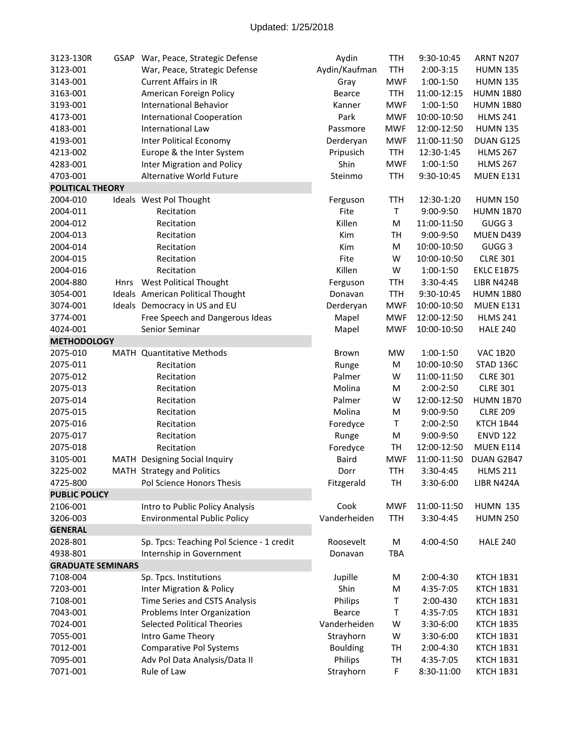| | | | | | | |
|---|---|---|---|---|---|---|
| 3123-130R | GSAP | War, Peace, Strategic Defense | Aydin | TTH | 9:30-10:45 | ARNT N207 |
| 3123-001 | | War, Peace, Strategic Defense | Aydin/Kaufman | TTH | 2:00-3:15 | HUMN 135 |
| 3143-001 | | Current Affairs in IR | Gray | MWF | 1:00-1:50 | HUMN 135 |
| 3163-001 | | American Foreign Policy | Bearce | TTH | 11:00-12:15 | HUMN 1B80 |
| 3193-001 | | International Behavior | Kanner | MWF | 1:00-1:50 | HUMN 1B80 |
| 4173-001 | | International Cooperation | Park | MWF | 10:00-10:50 | HLMS 241 |
| 4183-001 | | International Law | Passmore | MWF | 12:00-12:50 | HUMN 135 |
| 4193-001 | | Inter Political Economy | Derderyan | MWF | 11:00-11:50 | DUAN G125 |
| 4213-002 | | Europe & the Inter System | Pripusich | TTH | 12:30-1:45 | HLMS 267 |
| 4283-001 | | Inter Migration and Policy | Shin | MWF | 1:00-1:50 | HLMS 267 |
| 4703-001 | | Alternative World Future | Steinmo | TTH | 9:30-10:45 | MUEN E131 |
| **POLITICAL THEORY** | | | | | | |
| 2004-010 | Ideals | West Pol Thought | Ferguson | TTH | 12:30-1:20 | HUMN 150 |
| 2004-011 | | Recitation | Fite | T | 9:00-9:50 | HUMN 1B70 |
| 2004-012 | | Recitation | Killen | M | 11:00-11:50 | GUGG 3 |
| 2004-013 | | Recitation | Kim | TH | 9:00-9:50 | MUEN D439 |
| 2004-014 | | Recitation | Kim | M | 10:00-10:50 | GUGG 3 |
| 2004-015 | | Recitation | Fite | W | 10:00-10:50 | CLRE 301 |
| 2004-016 | | Recitation | Killen | W | 1:00-1:50 | EKLC E1B75 |
| 2004-880 | Hnrs | West Political Thought | Ferguson | TTH | 3:30-4:45 | LIBR N424B |
| 3054-001 | Ideals | American Political Thought | Donavan | TTH | 9:30-10:45 | HUMN 1B80 |
| 3074-001 | Ideals | Democracy in US and EU | Derderyan | MWF | 10:00-10:50 | MUEN E131 |
| 3774-001 | | Free Speech and Dangerous Ideas | Mapel | MWF | 12:00-12:50 | HLMS 241 |
| 4024-001 | | Senior Seminar | Mapel | MWF | 10:00-10:50 | HALE 240 |
| **METHODOLOGY** | | | | | | |
| 2075-010 | MATH | Quantitative Methods | Brown | MW | 1:00-1:50 | VAC 1B20 |
| 2075-011 | | Recitation | Runge | M | 10:00-10:50 | STAD 136C |
| 2075-012 | | Recitation | Palmer | W | 11:00-11:50 | CLRE 301 |
| 2075-013 | | Recitation | Molina | M | 2:00-2:50 | CLRE 301 |
| 2075-014 | | Recitation | Palmer | W | 12:00-12:50 | HUMN 1B70 |
| 2075-015 | | Recitation | Molina | M | 9:00-9:50 | CLRE 209 |
| 2075-016 | | Recitation | Foredyce | T | 2:00-2:50 | KTCH 1B44 |
| 2075-017 | | Recitation | Runge | M | 9:00-9:50 | ENVD 122 |
| 2075-018 | | Recitation | Foredyce | TH | 12:00-12:50 | MUEN E114 |
| 3105-001 | MATH | Designing Social Inquiry | Baird | MWF | 11:00-11:50 | DUAN G2B47 |
| 3225-002 | MATH | Strategy and Politics | Dorr | TTH | 3:30-4:45 | HLMS 211 |
| 4725-800 | | Pol Science Honors Thesis | Fitzgerald | TH | 3:30-6:00 | LIBR N424A |
| **PUBLIC POLICY** | | | | | | |
| 2106-001 | | Intro to Public Policy Analysis | Cook | MWF | 11:00-11:50 | HUMN 135 |
| 3206-003 | | Environmental Public Policy | Vanderheiden | TTH | 3:30-4:45 | HUMN 250 |
| **GENERAL** | | | | | | |
| 2028-801 | | Sp. Tpcs: Teaching Pol Science - 1 credit | Roosevelt | M | 4:00-4:50 | HALE 240 |
| 4938-801 | | Internship in Government | Donavan | TBA | | |
| **GRADUATE SEMINARS** | | | | | | |
| 7108-004 | | Sp. Tpcs. Institutions | Jupille | M | 2:00-4:30 | KTCH 1B31 |
| 7203-001 | | Inter Migration & Policy | Shin | M | 4:35-7:05 | KTCH 1B31 |
| 7108-001 | | Time Series and CSTS Analysis | Philips | T | 2:00-430 | KTCH 1B31 |
| 7043-001 | | Problems Inter Organization | Bearce | T | 4:35-7:05 | KTCH 1B31 |
| 7024-001 | | Selected Political Theories | Vanderheiden | W | 3:30-6:00 | KTCH 1B35 |
| 7055-001 | | Intro Game Theory | Strayhorn | W | 3:30-6:00 | KTCH 1B31 |
| 7012-001 | | Comparative Pol Systems | Boulding | TH | 2:00-4:30 | KTCH 1B31 |
| 7095-001 | | Adv Pol Data Analysis/Data II | Philips | TH | 4:35-7:05 | KTCH 1B31 |
| 7071-001 | | Rule of Law | Strayhorn | F | 8:30-11:00 | KTCH 1B31 |